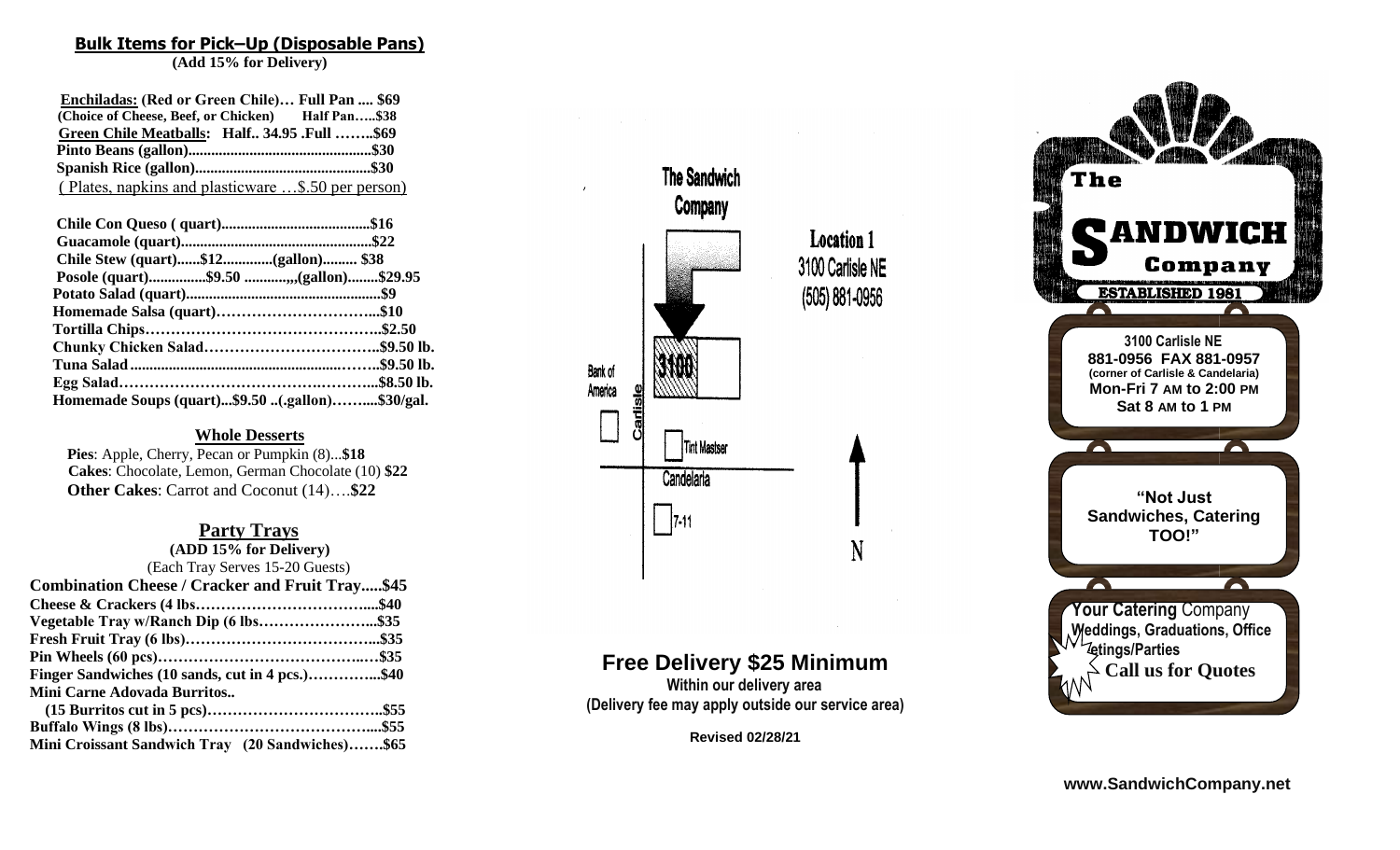## Bulk Items for Pick–Up (Disposable Pans)

**(Add 15% for Delivery)**

**Enchiladas: (Red or Green Chile)… Full Pan .... $69**
**(Choice of Cheese, Beef, or Chicken) Half Pan…..$38**
**Green Chile Meatballs: Half.. 34.95 .Full ……..$69**
**Pinto Beans (gallon)...............................................$30**
**Spanish Rice (gallon).............................................$30**
( Plates, napkins and plasticware …$.50 per person)

**Chile Con Queso ( quart).......................................$16**
**Guacamole (quart)..................................................$22**
**Chile Stew (quart)......$12.............(gallon)......... $38**
**Posole (quart)...............$9.50 ............,,(gallon)........$29.95**
**Potato Salad (quart)...................................................$9**
**Homemade Salsa (quart)…………………………...$10**
**Tortilla Chips………………………………………..$2.50**
**Chunky Chicken Salad……………………………..$9.50 lb.**
**Tuna Salad ...............................................……...$9.50 lb.**
**Egg Salad…………………………………………...$8.50 lb.**
**Homemade Soups (quart)...$9.50 ..(.gallon)……....$30/gal.**

### Whole Desserts

**Pies**: Apple, Cherry, Pecan or Pumpkin (8)...**$18**
**Cakes**: Chocolate, Lemon, German Chocolate (10) **$22**
**Other Cakes**: Carrot and Coconut (14)….**$22**

### Party Trays

**(ADD 15% for Delivery)**
(Each Tray Serves 15-20 Guests)

**Combination Cheese / Cracker and Fruit Tray.....$45**
**Cheese & Crackers (4 lbs……………………………...$40**
**Vegetable Tray w/Ranch Dip (6 lbs…………………...$35**
**Fresh Fruit Tray (6 lbs)………………………………...$35**
**Pin Wheels (60 pcs)……………………………….…$35**
**Finger Sandwiches (10 sands, cut in 4 pcs.)…………...$40**
**Mini Carne Adovada Burritos..**
**(15 Burritos cut in 5 pcs)……………………………..$55**
**Buffalo Wings (8 lbs)…………………………………...$55**
**Mini Croissant Sandwich Tray (20 Sandwiches)…….$65**

The Sandwich Company

Location 1
3100 Carlisle NE
(505) 881-0956

Bank of America | Carlisle | 3100 | Tint Mastser | Candelaria | 7-11 | N

**Free Delivery $25 Minimum**

**Within our delivery area**
**(Delivery fee may apply outside our service area)**

**Revised 02/28/21**

# The SANDWICH Company

**ESTABLISHED 1981**

**3100 Carlisle NE**
**881-0956 FAX 881-0957**
**(corner of Carlisle & Candelaria)**
**Mon-Fri 7 AM to 2:00 PM**
**Sat 8 AM to 1 PM**

**"Not Just Sandwiches, Catering TOO!"**

**Your Catering** Company
**Weddings, Graduations, Office Meetings/Parties**
**Call us for Quotes**

**www.SandwichCompany.net**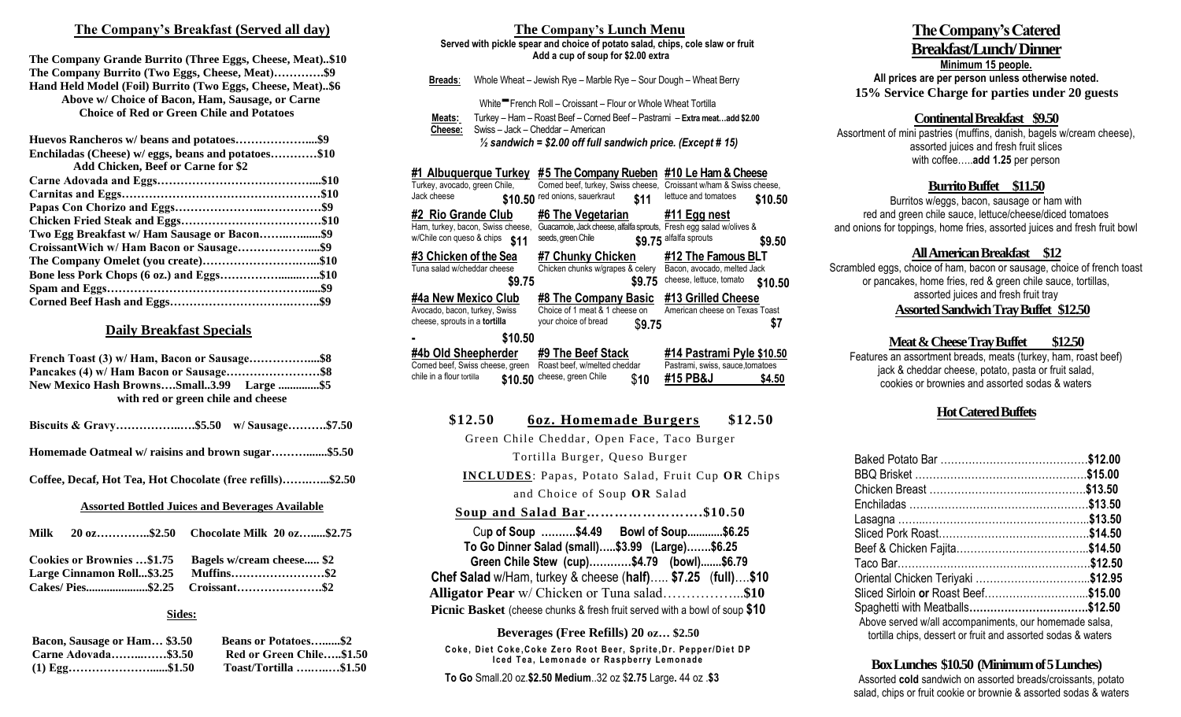## The Company's Breakfast (Served all day)

**The Company Grande Burrito (Three Eggs, Cheese, Meat)..$10**
**The Company Burrito (Two Eggs, Cheese, Meat)…………$9**
**Hand Held Model (Foil) Burrito (Two Eggs, Cheese, Meat)..$6**
**Above w/ Choice of Bacon, Ham, Sausage, or Carne**
**Choice of Red or Green Chile and Potatoes**

**Huevos Rancheros w/ beans and potatoes………………...$9**
**Enchiladas (Cheese) w/ eggs, beans and potatoes…………$10**
**Add Chicken, Beef or Carne for $2**
**Carne Adovada and Eggs…………………………………...$10**
**Carnitas and Eggs……………………………………………$10**
**Papas Con Chorizo and Eggs…………………..……………$9**
**Chicken Fried Steak and Eggs………………………………$10**
**Two Egg Breakfast w/ Ham Sausage or Bacon……..….......$9**
**CroissantWich w/ Ham Bacon or Sausage………………....$9**
**The Company Omelet (you create)…………………….……$10**
**Bone less Pork Chops (6 oz.) and Eggs………………......…..$10**
**Spam and Eggs……………………………………………....$9**
**Corned Beef Hash and Eggs………………………….……..$9**

## Daily Breakfast Specials

**French Toast (3) w/ Ham, Bacon or Sausage……………....$8**
**Pancakes (4) w/ Ham Bacon or Sausage……………………$8**
**New Mexico Hash Browns….Small..3.99 Large ..............$5**
**with red or green chile and cheese**

**Biscuits & Gravy……………..….$5.50 w/ Sausage……….$7.50**

**Homemade Oatmeal w/ raisins and brown sugar………......$5.50**

**Coffee, Decaf, Hot Tea, Hot Chocolate (free refills)……..….$2.50**

**Assorted Bottled Juices and Beverages Available**

**Milk 20 oz…………..$2.50 Chocolate Milk 20 oz…....$2.75**

**Cookies or Brownies …$1.75 Bagels w/cream cheese..... $2**
**Large Cinnamon Roll...$3.25 Muffins……………………$2**
**Cakes/ Pies....................$2.25 Croissant………………….$2**

**Sides:**

**Bacon, Sausage or Ham… $3.50 Beans or Potatoes…......$2**
**Carne Adovada……..……$3.50 Red or Green Chile…..$1.50**
**(1) Egg…………………......$1.50 Toast/Tortilla ….……$1.50**

## The Company's Lunch Menu

**Served with pickle spear and choice of potato salad, chips, cole slaw or fruit**
**Add a cup of soup for $2.00 extra**

**Breads**: Whole Wheat – Jewish Rye – Marble Rye – Sour Dough – Wheat Berry
White – French Roll – Croissant – Flour or Whole Wheat Tortilla
**Meats**: Turkey – Ham – Roast Beef – Corned Beef – Pastrami – **Extra meat…add $2.00**
**Cheese**: Swiss – Jack – Cheddar – American
*½ sandwich = $2.00 off full sandwich price. (Except # 15)*

**#1 Albuquerque Turkey** Turkey, avocado, green Chile, Jack cheese **$10.50**
**#2 Rio Grande Club** Ham, turkey, bacon, Swiss cheese, w/Chile con queso & chips **$11**
**#3 Chicken of the Sea** Tuna salad w/cheddar cheese **$9.75**
**#4a New Mexico Club** Avocado, bacon, turkey, Swiss cheese, sprouts in a **tortilla** **$10.50**
**#4b Old Sheepherder** Corned beef, Swiss cheese, green chile in a flour tortilla **$10.50**
**#5 The Company Rueben** Corned beef, turkey, Swiss cheese, red onions, sauerkraut **$11**
**#6 The Vegetarian** Guacamole, Jack cheese, alfalfa sprouts, seeds, green Chile **$9.75**
**#7 Chunky Chicken** Chicken chunks w/grapes & celery **$9.75**
**#8 The Company Basic** Choice of 1 meat & 1 cheese on your choice of bread **$9.75**
**#9 The Beef Stack** Roast beef, w/melted cheddar cheese, green Chile **$10**
**#10 Le Ham & Cheese** Croissant w/ham & Swiss cheese, lettuce and tomatoes **$10.50**
**#11 Egg nest** Fresh egg salad w/olives & alfalfa sprouts **$9.50**
**#12 The Famous BLT** Bacon, avocado, melted Jack cheese, lettuce, tomato **$10.50**
**#13 Grilled Cheese** American cheese on Texas Toast **$7**
**#14 Pastrami Pyle $10.50** Pastrami, swiss, sauce,tomatoes
**#15 PB&J $4.50**

**$12.50 6oz. Homemade Burgers $12.50**

Green Chile Cheddar, Open Face, Taco Burger
Tortilla Burger, Queso Burger
**INCLUDES**: Papas, Potato Salad, Fruit Cup **OR** Chips and Choice of Soup **OR** Salad

**Soup and Salad Bar……………………$10.50**

**Cup of Soup ……….$4.49 Bowl of Soup...........$6.25**
**To Go Dinner Salad (small)…..$3.99 (Large)…….$6.25**
**Green Chile Stew (cup)…………$4.79 (bowl).......$6.79**
**Chef Salad** w/Ham, turkey & cheese (**half**)….. **$7.25** (**full**)….**$10**
**Alligator Pear** w/ Chicken or Tuna salad……………...**$10**
**Picnic Basket** (cheese chunks & fresh fruit served with a bowl of soup **$10**

**Beverages (Free Refills) 20 oz… $2.50**
**Coke, Diet Coke,Coke Zero Root Beer, Sprite,Dr. Pepper/Diet DP Iced Tea, Lemonade or Raspberry Lemonade**
**To Go** Small.20 oz.**$2.50 Medium**..32 oz $**2.75** Large**.** 44 oz .**$3**

## The Company's Catered Breakfast/Lunch/Dinner

**Minimum 15 people.**
**All prices are per person unless otherwise noted.**
**15% Service Charge for parties under 20 guests**

### Continental Breakfast $9.50

Assortment of mini pastries (muffins, danish, bagels w/cream cheese), assorted juices and fresh fruit slices with coffee…..**add 1.25** per person

### Burrito Buffet $11.50

Burritos w/eggs, bacon, sausage or ham with red and green chile sauce, lettuce/cheese/diced tomatoes and onions for toppings, home fries, assorted juices and fresh fruit bowl

### All American Breakfast $12

Scrambled eggs, choice of ham, bacon or sausage, choice of french toast or pancakes, home fries, red & green chile sauce, tortillas, assorted juices and fresh fruit tray

### Assorted Sandwich Tray Buffet $12.50

### Meat & Cheese Tray Buffet $12.50

Features an assortment breads, meats (turkey, ham, roast beef) jack & cheddar cheese, potato, pasta or fruit salad, cookies or brownies and assorted sodas & waters

### Hot Catered Buffets

| | |
|---|---|
| Baked Potato Bar | $12.00 |
| BBQ Brisket | $15.00 |
| Chicken Breast | $13.50 |
| Enchiladas | $13.50 |
| Lasagna | $13.50 |
| Sliced Pork Roast | $14.50 |
| Beef & Chicken Fajita | $14.50 |
| Taco Bar | $12.50 |
| Oriental Chicken Teriyaki | $12.95 |
| Sliced Sirloin **or** Roast Beef | $15.00 |
| Spaghetti with Meatballs | $12.50 |

Above served w/all accompaniments, our homemade salsa, tortilla chips, dessert or fruit and assorted sodas & waters

### Box Lunches $10.50 (Minimum of 5 Lunches)

Assorted **cold** sandwich on assorted breads/croissants, potato salad, chips or fruit cookie or brownie & assorted sodas & waters